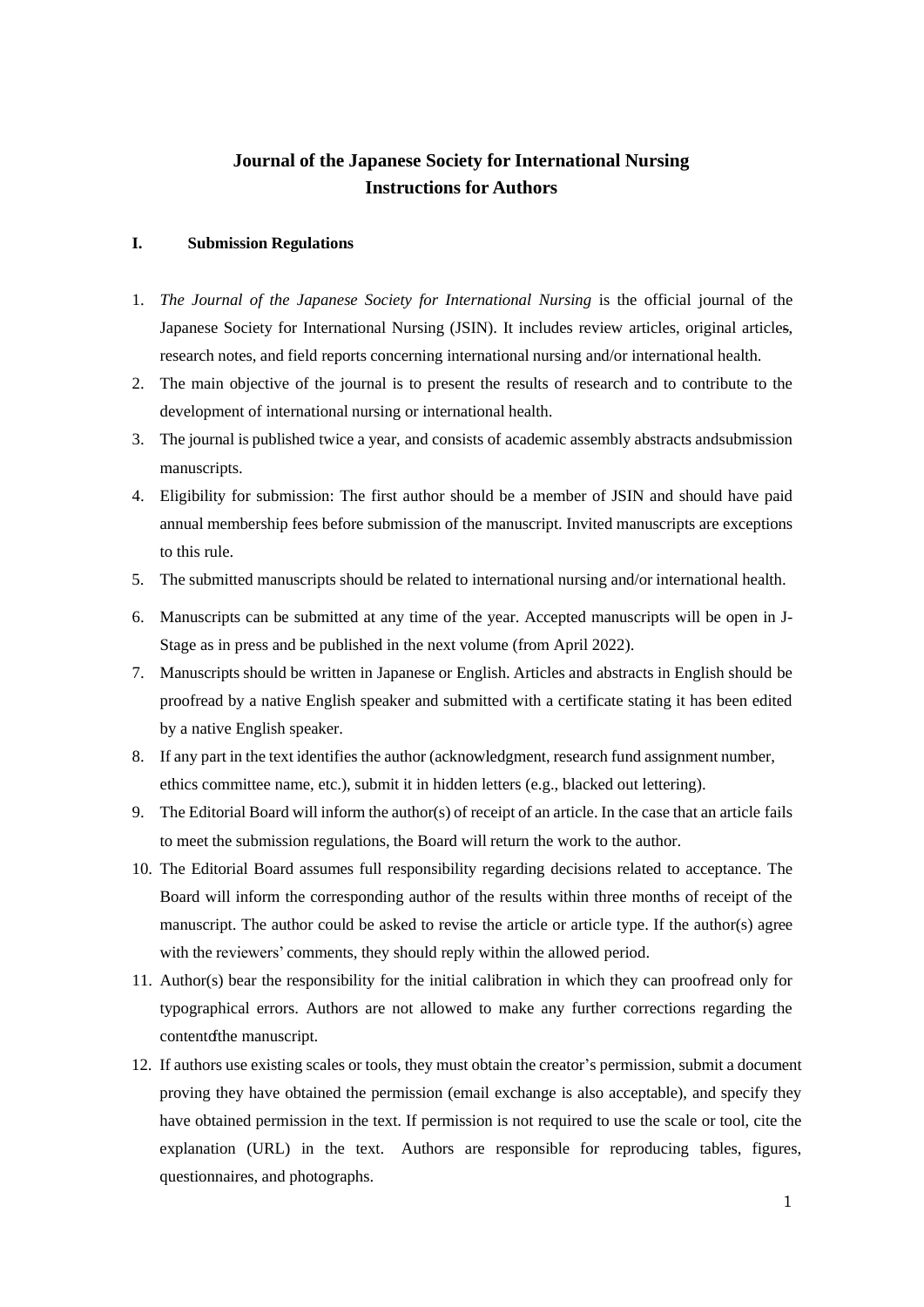# Journal of the Japanese Society for International Nursing
# Instructions for Authors

## I. Submission Regulations

1. *The Journal of the Japanese Society for International Nursing* is the official journal of the Japanese Society for International Nursing (JSIN). It includes review articles, original articles, research notes, and field reports concerning international nursing and/or international health.
2. The main objective of the journal is to present the results of research and to contribute to the development of international nursing or international health.
3. The journal is published twice a year, and consists of academic assembly abstracts andsubmission manuscripts.
4. Eligibility for submission: The first author should be a member of JSIN and should have paid annual membership fees before submission of the manuscript. Invited manuscripts are exceptions to this rule.
5. The submitted manuscripts should be related to international nursing and/or international health.
6. Manuscripts can be submitted at any time of the year. Accepted manuscripts will be open in J-Stage as in press and be published in the next volume (from April 2022).
7. Manuscripts should be written in Japanese or English. Articles and abstracts in English should be proofread by a native English speaker and submitted with a certificate stating it has been edited by a native English speaker.
8. If any part in the text identifies the author (acknowledgment, research fund assignment number, ethics committee name, etc.), submit it in hidden letters (e.g., blacked out lettering).
9. The Editorial Board will inform the author(s) of receipt of an article. In the case that an article fails to meet the submission regulations, the Board will return the work to the author.
10. The Editorial Board assumes full responsibility regarding decisions related to acceptance. The Board will inform the corresponding author of the results within three months of receipt of the manuscript. The author could be asked to revise the article or article type. If the author(s) agree with the reviewers' comments, they should reply within the allowed period.
11. Author(s) bear the responsibility for the initial calibration in which they can proofread only for typographical errors. Authors are not allowed to make any further corrections regarding the contentofthe manuscript.
12. If authors use existing scales or tools, they must obtain the creator's permission, submit a document proving they have obtained the permission (email exchange is also acceptable), and specify they have obtained permission in the text. If permission is not required to use the scale or tool, cite the explanation (URL) in the text. Authors are responsible for reproducing tables, figures, questionnaires, and photographs.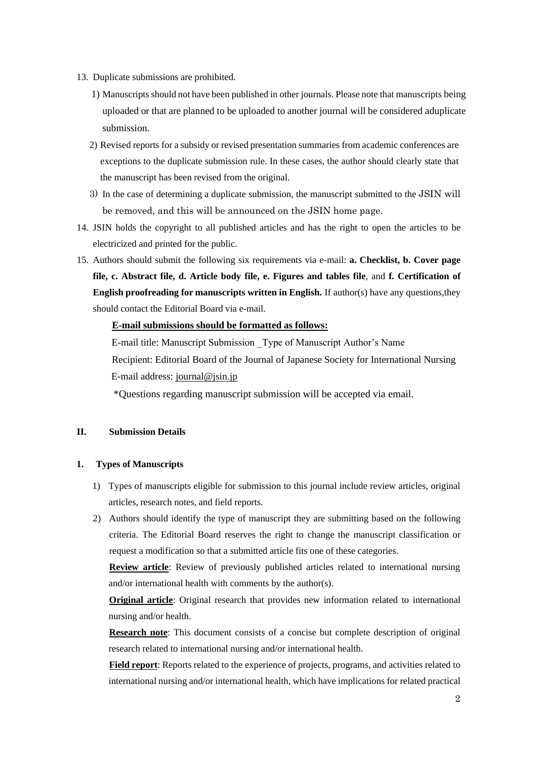13. Duplicate submissions are prohibited.
    1) Manuscripts should not have been published in other journals. Please note that manuscripts being uploaded or that are planned to be uploaded to another journal will be considered aduplicate submission.
    2) Revised reports for a subsidy or revised presentation summaries from academic conferences are exceptions to the duplicate submission rule. In these cases, the author should clearly state that the manuscript has been revised from the original.
    3) In the case of determining a duplicate submission, the manuscript submitted to the JSIN will be removed, and this will be announced on the JSIN home page.
14. JSIN holds the copyright to all published articles and has the right to open the articles to be electricized and printed for the public.
15. Authors should submit the following six requirements via e-mail: **a. Checklist, b. Cover page file, c. Abstract file, d. Article body file, e. Figures and tables file**, and **f. Certification of English proofreading for manuscripts written in English.** If author(s) have any questions,they should contact the Editorial Board via e-mail.

    **E-mail submissions should be formatted as follows:**

    E-mail title: Manuscript Submission _Type of Manuscript Author's Name

    Recipient: Editorial Board of the Journal of Japanese Society for International Nursing

    E-mail address: journal@jsin.jp

    *Questions regarding manuscript submission will be accepted via email.

## II. Submission Details

### 1. Types of Manuscripts

1) Types of manuscripts eligible for submission to this journal include review articles, original articles, research notes, and field reports.
2) Authors should identify the type of manuscript they are submitting based on the following criteria. The Editorial Board reserves the right to change the manuscript classification or request a modification so that a submitted article fits one of these categories.

   **Review article**: Review of previously published articles related to international nursing and/or international health with comments by the author(s).

   **Original article**: Original research that provides new information related to international nursing and/or health.

   **Research note**: This document consists of a concise but complete description of original research related to international nursing and/or international health.

   **Field report**: Reports related to the experience of projects, programs, and activities related to international nursing and/or international health, which have implications for related practical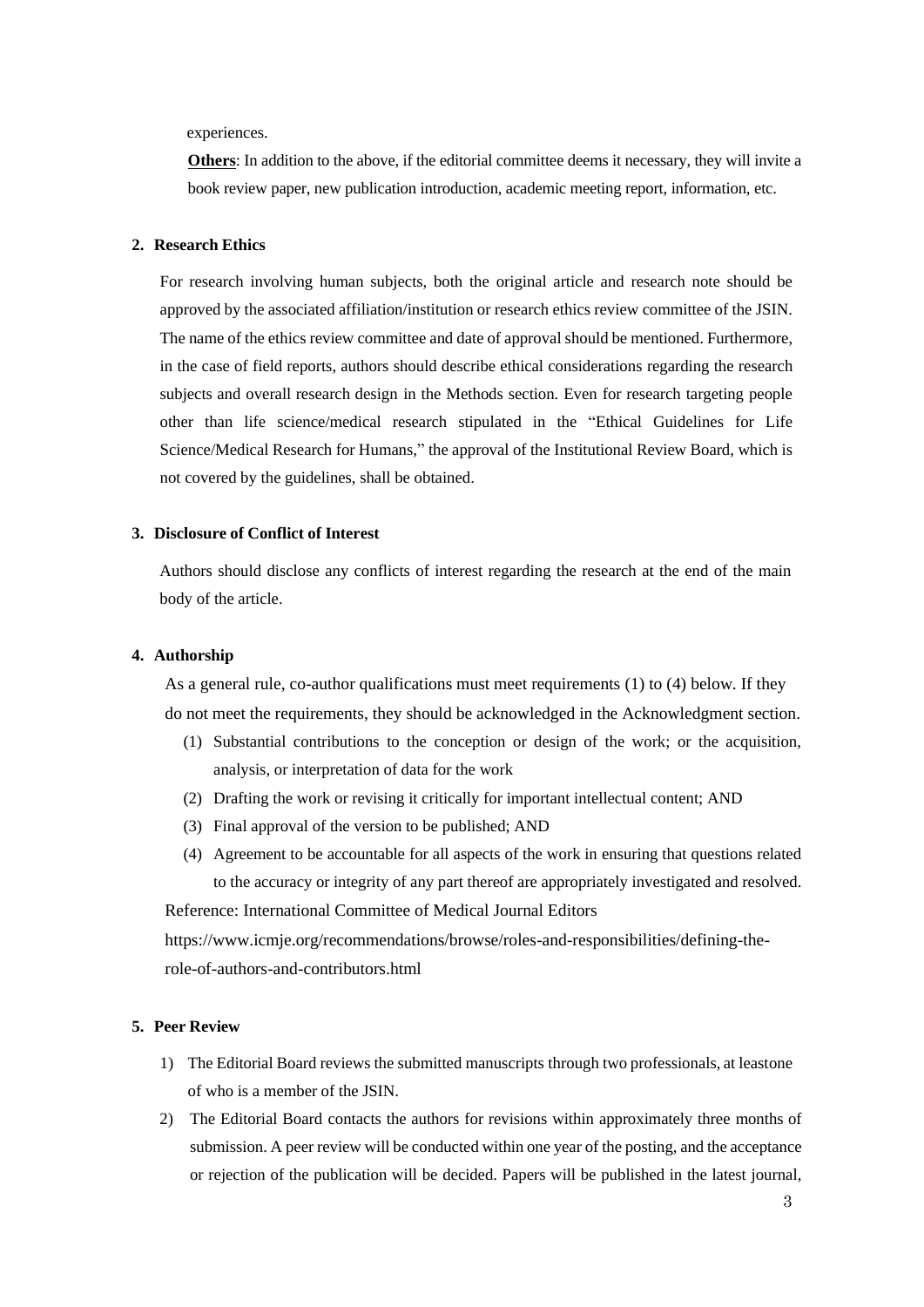experiences.

**Others**: In addition to the above, if the editorial committee deems it necessary, they will invite a book review paper, new publication introduction, academic meeting report, information, etc.

### 2. Research Ethics

For research involving human subjects, both the original article and research note should be approved by the associated affiliation/institution or research ethics review committee of the JSIN. The name of the ethics review committee and date of approval should be mentioned. Furthermore, in the case of field reports, authors should describe ethical considerations regarding the research subjects and overall research design in the Methods section. Even for research targeting people other than life science/medical research stipulated in the "Ethical Guidelines for Life Science/Medical Research for Humans," the approval of the Institutional Review Board, which is not covered by the guidelines, shall be obtained.

### 3. Disclosure of Conflict of Interest

Authors should disclose any conflicts of interest regarding the research at the end of the main body of the article.

### 4. Authorship

As a general rule, co-author qualifications must meet requirements (1) to (4) below. If they do not meet the requirements, they should be acknowledged in the Acknowledgment section.

(1) Substantial contributions to the conception or design of the work; or the acquisition, analysis, or interpretation of data for the work

(2) Drafting the work or revising it critically for important intellectual content; AND

(3) Final approval of the version to be published; AND

(4) Agreement to be accountable for all aspects of the work in ensuring that questions related to the accuracy or integrity of any part thereof are appropriately investigated and resolved.

Reference: International Committee of Medical Journal Editors

https://www.icmje.org/recommendations/browse/roles-and-responsibilities/defining-the-role-of-authors-and-contributors.html

### 5. Peer Review

1) The Editorial Board reviews the submitted manuscripts through two professionals, at leastone of who is a member of the JSIN.

2) The Editorial Board contacts the authors for revisions within approximately three months of submission. A peer review will be conducted within one year of the posting, and the acceptance or rejection of the publication will be decided. Papers will be published in the latest journal,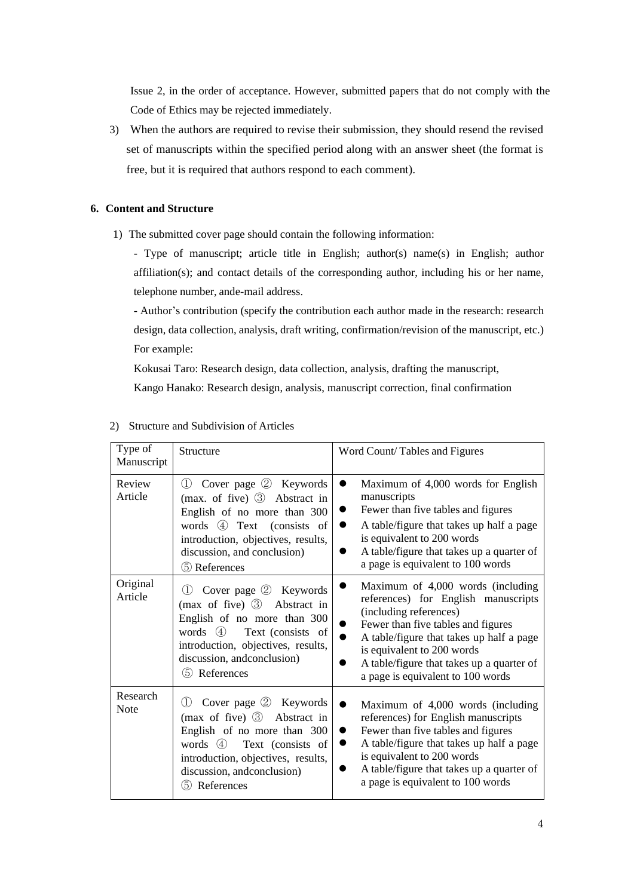Issue 2, in the order of acceptance. However, submitted papers that do not comply with the Code of Ethics may be rejected immediately.

3) When the authors are required to revise their submission, they should resend the revised set of manuscripts within the specified period along with an answer sheet (the format is free, but it is required that authors respond to each comment).

## 6. Content and Structure

1) The submitted cover page should contain the following information:

- Type of manuscript; article title in English; author(s) name(s) in English; author affiliation(s); and contact details of the corresponding author, including his or her name, telephone number, ande-mail address.

- Author's contribution (specify the contribution each author made in the research: research design, data collection, analysis, draft writing, confirmation/revision of the manuscript, etc.) For example:

Kokusai Taro: Research design, data collection, analysis, drafting the manuscript,

Kango Hanako: Research design, analysis, manuscript correction, final confirmation

2) Structure and Subdivision of Articles

| Type of Manuscript | Structure | Word Count/ Tables and Figures |
|---|---|---|
| Review Article | ① Cover page ② Keywords (max. of five) ③ Abstract in English of no more than 300 words ④ Text (consists of introduction, objectives, results, discussion, and conclusion) ⑤ References | ● Maximum of 4,000 words for English manuscripts<br>● Fewer than five tables and figures<br>● A table/figure that takes up half a page is equivalent to 200 words<br>● A table/figure that takes up a quarter of a page is equivalent to 100 words |
| Original Article | ① Cover page ② Keywords (max of five) ③ Abstract in English of no more than 300 words ④ Text (consists of introduction, objectives, results, discussion, andconclusion) ⑤ References | ● Maximum of 4,000 words (including references) for English manuscripts (including references)<br>● Fewer than five tables and figures<br>● A table/figure that takes up half a page is equivalent to 200 words<br>● A table/figure that takes up a quarter of a page is equivalent to 100 words |
| Research Note | ① Cover page ② Keywords (max of five) ③ Abstract in English of no more than 300 words ④ Text (consists of introduction, objectives, results, discussion, andconclusion) ⑤ References | ● Maximum of 4,000 words (including references) for English manuscripts<br>● Fewer than five tables and figures<br>● A table/figure that takes up half a page is equivalent to 200 words<br>● A table/figure that takes up a quarter of a page is equivalent to 100 words |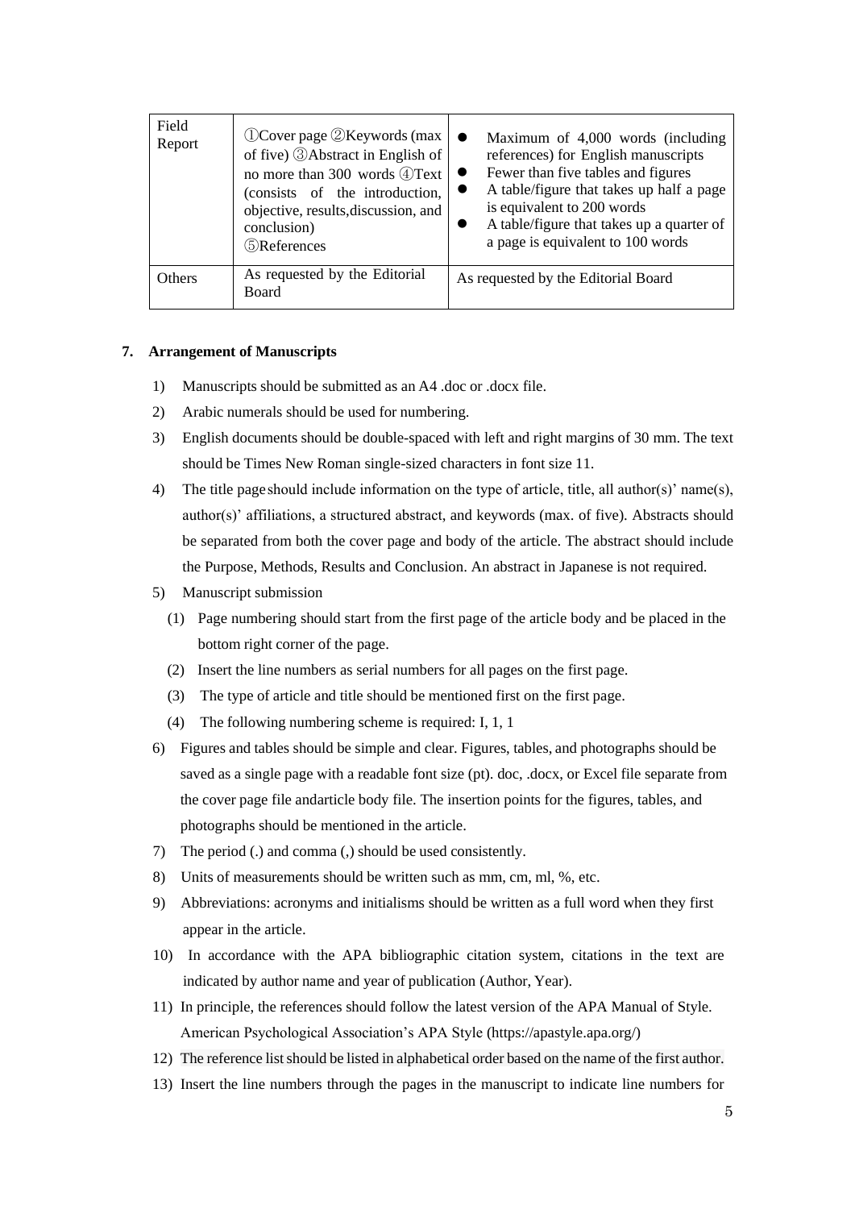| Field Report | ①Cover page ②Keywords (max of five) ③Abstract in English of no more than 300 words ④Text (consists of the introduction, objective, results,discussion, and conclusion)<br>⑤References | ● Maximum of 4,000 words (including references) for English manuscripts<br>● Fewer than five tables and figures<br>● A table/figure that takes up half a page is equivalent to 200 words<br>● A table/figure that takes up a quarter of a page is equivalent to 100 words |
|---|---|---|
| Others | As requested by the Editorial Board | As requested by the Editorial Board |

## 7. Arrangement of Manuscripts

1) Manuscripts should be submitted as an A4 .doc or .docx file.
2) Arabic numerals should be used for numbering.
3) English documents should be double-spaced with left and right margins of 30 mm. The text should be Times New Roman single-sized characters in font size 11.
4) The title page should include information on the type of article, title, all author(s)' name(s), author(s)' affiliations, a structured abstract, and keywords (max. of five). Abstracts should be separated from both the cover page and body of the article. The abstract should include the Purpose, Methods, Results and Conclusion. An abstract in Japanese is not required.
5) Manuscript submission
   (1) Page numbering should start from the first page of the article body and be placed in the bottom right corner of the page.
   (2) Insert the line numbers as serial numbers for all pages on the first page.
   (3) The type of article and title should be mentioned first on the first page.
   (4) The following numbering scheme is required: I, 1, 1
6) Figures and tables should be simple and clear. Figures, tables, and photographs should be saved as a single page with a readable font size (pt). doc, .docx, or Excel file separate from the cover page file andarticle body file. The insertion points for the figures, tables, and photographs should be mentioned in the article.
7) The period (.) and comma (,) should be used consistently.
8) Units of measurements should be written such as mm, cm, ml, %, etc.
9) Abbreviations: acronyms and initialisms should be written as a full word when they first appear in the article.
10) In accordance with the APA bibliographic citation system, citations in the text are indicated by author name and year of publication (Author, Year).
11) In principle, the references should follow the latest version of the APA Manual of Style. American Psychological Association's APA Style (https://apastyle.apa.org/)
12) The reference list should be listed in alphabetical order based on the name of the first author.
13) Insert the line numbers through the pages in the manuscript to indicate line numbers for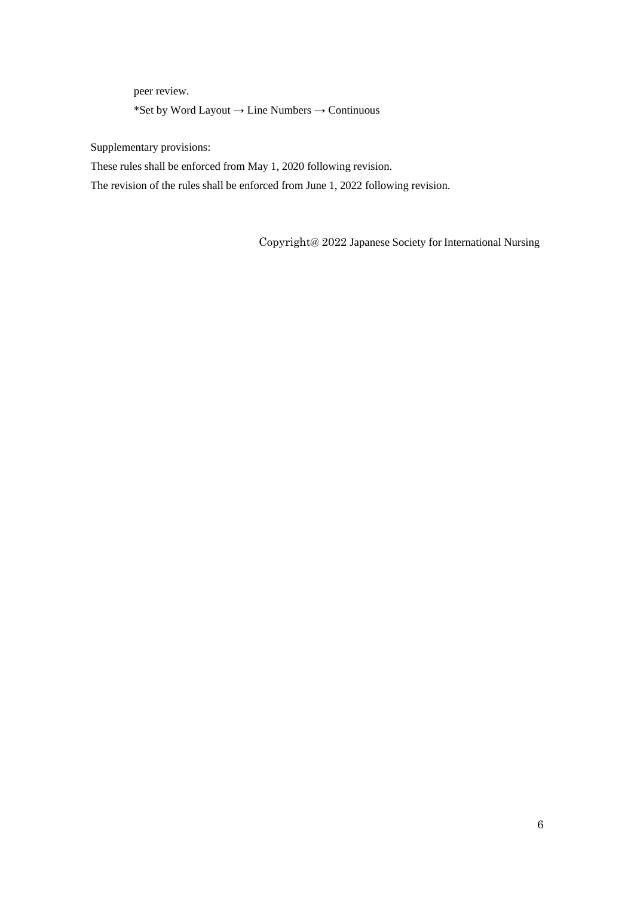peer review.

*Set by Word Layout → Line Numbers → Continuous

Supplementary provisions:

These rules shall be enforced from May 1, 2020 following revision.

The revision of the rules shall be enforced from June 1, 2022 following revision.

Copyright@ 2022 Japanese Society for International Nursing